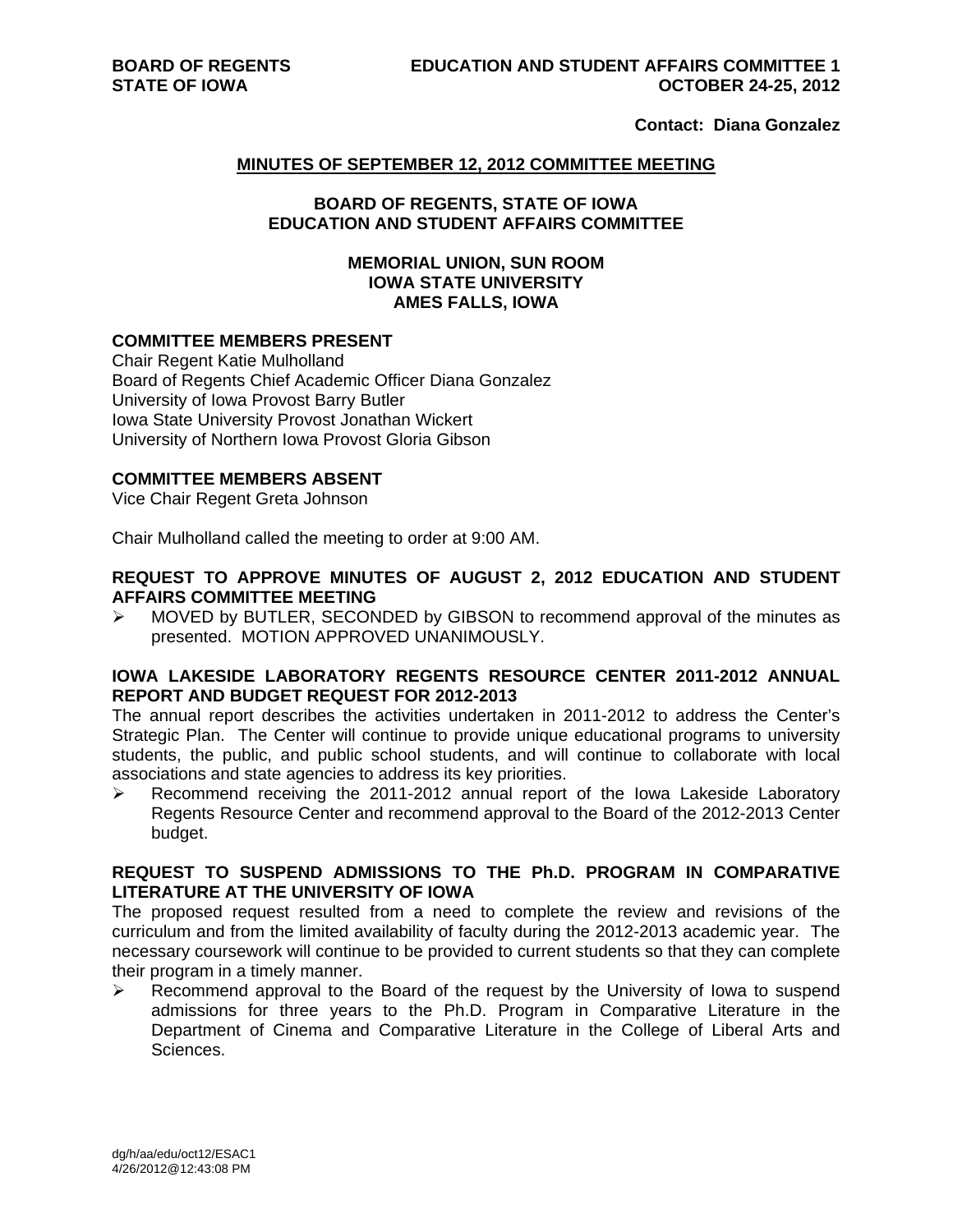**BOARD OF REGENTS** **EDUCATION AND STUDENT AFFAIRS COMMITTEE 1**
**STATE OF IOWA** **OCTOBER 24-25, 2012**

**Contact: Diana Gonzalez**

## MINUTES OF SEPTEMBER 12, 2012 COMMITTEE MEETING

**BOARD OF REGENTS, STATE OF IOWA**
**EDUCATION AND STUDENT AFFAIRS COMMITTEE**

**MEMORIAL UNION, SUN ROOM**
**IOWA STATE UNIVERSITY**
**AMES FALLS, IOWA**

### COMMITTEE MEMBERS PRESENT

Chair Regent Katie Mulholland
Board of Regents Chief Academic Officer Diana Gonzalez
University of Iowa Provost Barry Butler
Iowa State University Provost Jonathan Wickert
University of Northern Iowa Provost Gloria Gibson

### COMMITTEE MEMBERS ABSENT

Vice Chair Regent Greta Johnson

Chair Mulholland called the meeting to order at 9:00 AM.

### REQUEST TO APPROVE MINUTES OF AUGUST 2, 2012 EDUCATION AND STUDENT AFFAIRS COMMITTEE MEETING

- MOVED by BUTLER, SECONDED by GIBSON to recommend approval of the minutes as presented. MOTION APPROVED UNANIMOUSLY.

### IOWA LAKESIDE LABORATORY REGENTS RESOURCE CENTER 2011-2012 ANNUAL REPORT AND BUDGET REQUEST FOR 2012-2013

The annual report describes the activities undertaken in 2011-2012 to address the Center's Strategic Plan. The Center will continue to provide unique educational programs to university students, the public, and public school students, and will continue to collaborate with local associations and state agencies to address its key priorities.

- Recommend receiving the 2011-2012 annual report of the Iowa Lakeside Laboratory Regents Resource Center and recommend approval to the Board of the 2012-2013 Center budget.

### REQUEST TO SUSPEND ADMISSIONS TO THE Ph.D. PROGRAM IN COMPARATIVE LITERATURE AT THE UNIVERSITY OF IOWA

The proposed request resulted from a need to complete the review and revisions of the curriculum and from the limited availability of faculty during the 2012-2013 academic year. The necessary coursework will continue to be provided to current students so that they can complete their program in a timely manner.

- Recommend approval to the Board of the request by the University of Iowa to suspend admissions for three years to the Ph.D. Program in Comparative Literature in the Department of Cinema and Comparative Literature in the College of Liberal Arts and Sciences.

dg/h/aa/edu/oct12/ESAC1
4/26/2012@12:43:08 PM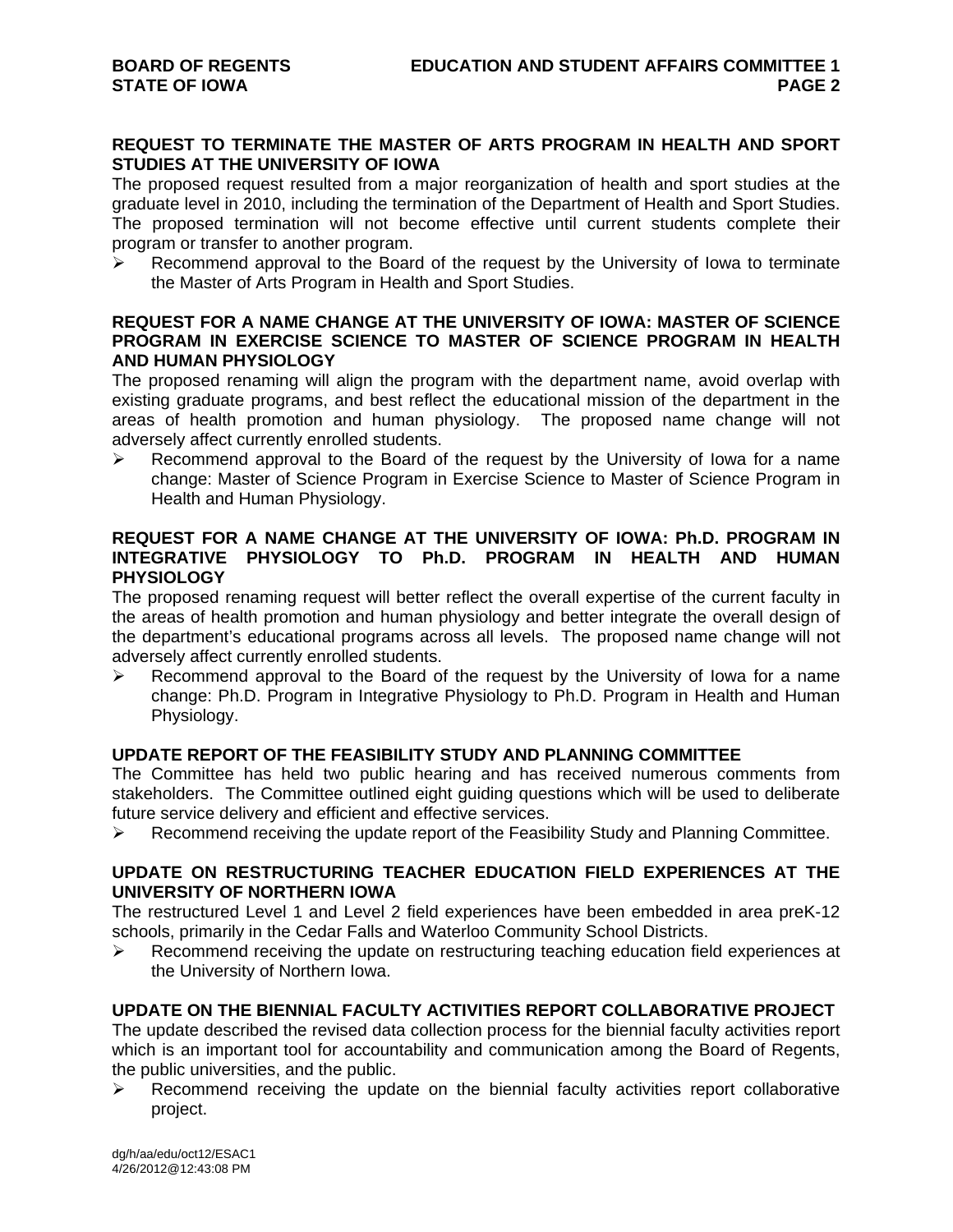### REQUEST TO TERMINATE THE MASTER OF ARTS PROGRAM IN HEALTH AND SPORT STUDIES AT THE UNIVERSITY OF IOWA

The proposed request resulted from a major reorganization of health and sport studies at the graduate level in 2010, including the termination of the Department of Health and Sport Studies. The proposed termination will not become effective until current students complete their program or transfer to another program.

- Recommend approval to the Board of the request by the University of Iowa to terminate the Master of Arts Program in Health and Sport Studies.

### REQUEST FOR A NAME CHANGE AT THE UNIVERSITY OF IOWA: MASTER OF SCIENCE PROGRAM IN EXERCISE SCIENCE TO MASTER OF SCIENCE PROGRAM IN HEALTH AND HUMAN PHYSIOLOGY

The proposed renaming will align the program with the department name, avoid overlap with existing graduate programs, and best reflect the educational mission of the department in the areas of health promotion and human physiology. The proposed name change will not adversely affect currently enrolled students.

- Recommend approval to the Board of the request by the University of Iowa for a name change: Master of Science Program in Exercise Science to Master of Science Program in Health and Human Physiology.

### REQUEST FOR A NAME CHANGE AT THE UNIVERSITY OF IOWA: Ph.D. PROGRAM IN INTEGRATIVE PHYSIOLOGY TO Ph.D. PROGRAM IN HEALTH AND HUMAN PHYSIOLOGY

The proposed renaming request will better reflect the overall expertise of the current faculty in the areas of health promotion and human physiology and better integrate the overall design of the department's educational programs across all levels. The proposed name change will not adversely affect currently enrolled students.

- Recommend approval to the Board of the request by the University of Iowa for a name change: Ph.D. Program in Integrative Physiology to Ph.D. Program in Health and Human Physiology.

### UPDATE REPORT OF THE FEASIBILITY STUDY AND PLANNING COMMITTEE

The Committee has held two public hearing and has received numerous comments from stakeholders. The Committee outlined eight guiding questions which will be used to deliberate future service delivery and efficient and effective services.

- Recommend receiving the update report of the Feasibility Study and Planning Committee.

### UPDATE ON RESTRUCTURING TEACHER EDUCATION FIELD EXPERIENCES AT THE UNIVERSITY OF NORTHERN IOWA

The restructured Level 1 and Level 2 field experiences have been embedded in area preK-12 schools, primarily in the Cedar Falls and Waterloo Community School Districts.

- Recommend receiving the update on restructuring teaching education field experiences at the University of Northern Iowa.

### UPDATE ON THE BIENNIAL FACULTY ACTIVITIES REPORT COLLABORATIVE PROJECT

The update described the revised data collection process for the biennial faculty activities report which is an important tool for accountability and communication among the Board of Regents, the public universities, and the public.

- Recommend receiving the update on the biennial faculty activities report collaborative project.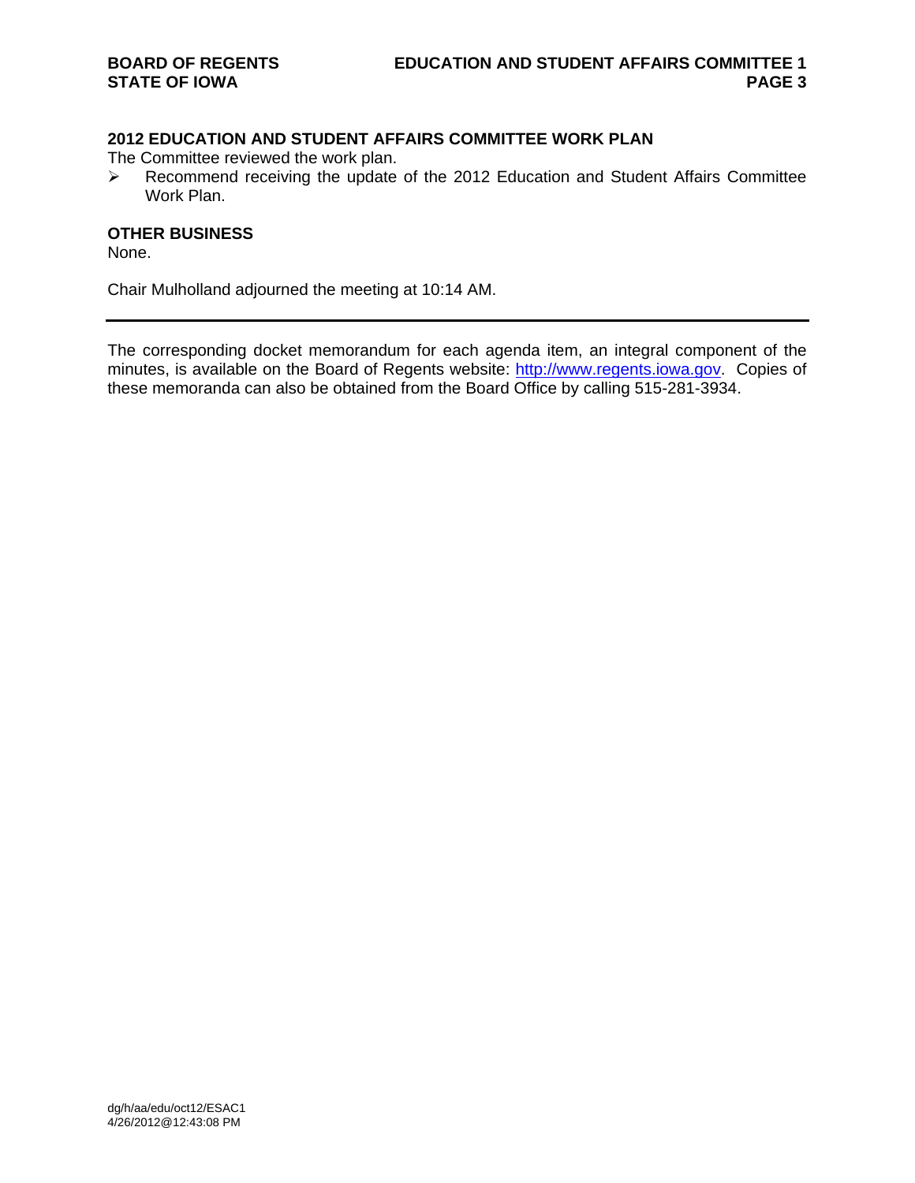**2012 EDUCATION AND STUDENT AFFAIRS COMMITTEE WORK PLAN**

The Committee reviewed the work plan.

- Recommend receiving the update of the 2012 Education and Student Affairs Committee Work Plan.

**OTHER BUSINESS**

None.

Chair Mulholland adjourned the meeting at 10:14 AM.

---

The corresponding docket memorandum for each agenda item, an integral component of the minutes, is available on the Board of Regents website: http://www.regents.iowa.gov. Copies of these memoranda can also be obtained from the Board Office by calling 515-281-3934.

dg/h/aa/edu/oct12/ESAC1
4/26/2012@12:43:08 PM